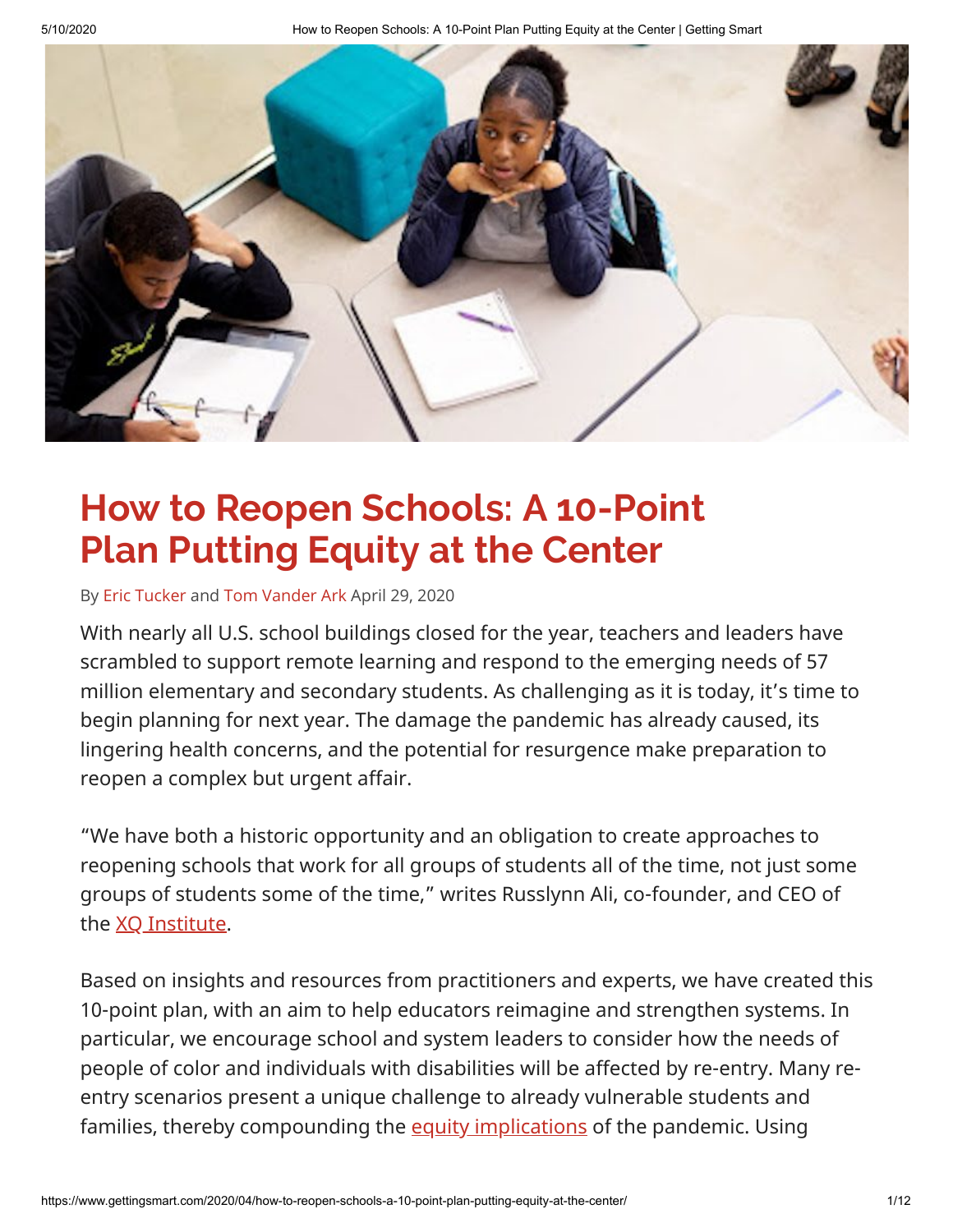# How to Reopen Schools: A 10-Point Plan Putting Equity at the Center

By Eric Tucker and Tom Vander Ark April 29, 2020

With nearly all U.S. school buildings closed for the year, teachers and leaders have scrambled to support remote learning and respond to the emerging needs of 57 million elementary and secondary students. As challenging as it is today, it's time to begin planning for next year. The damage the pandemic has already caused, its lingering health concerns, and the potential for resurgence make preparation to reopen a complex but urgent affair.

"We have both a historic opportunity and an obligation to create approaches to reopening schools that work for all groups of students all of the time, not just some groups of students some of the time," writes Russlynn Ali, co-founder, and CEO of the XQ Institute.

Based on insights and resources from practitioners and experts, we have created this 10-point plan, with an aim to help educators reimagine and strengthen systems. In particular, we encourage school and system leaders to consider how the needs of people of color and individuals with disabilities will be affected by re-entry. Many re-entry scenarios present a unique challenge to already vulnerable students and families, thereby compounding the equity implications of the pandemic. Using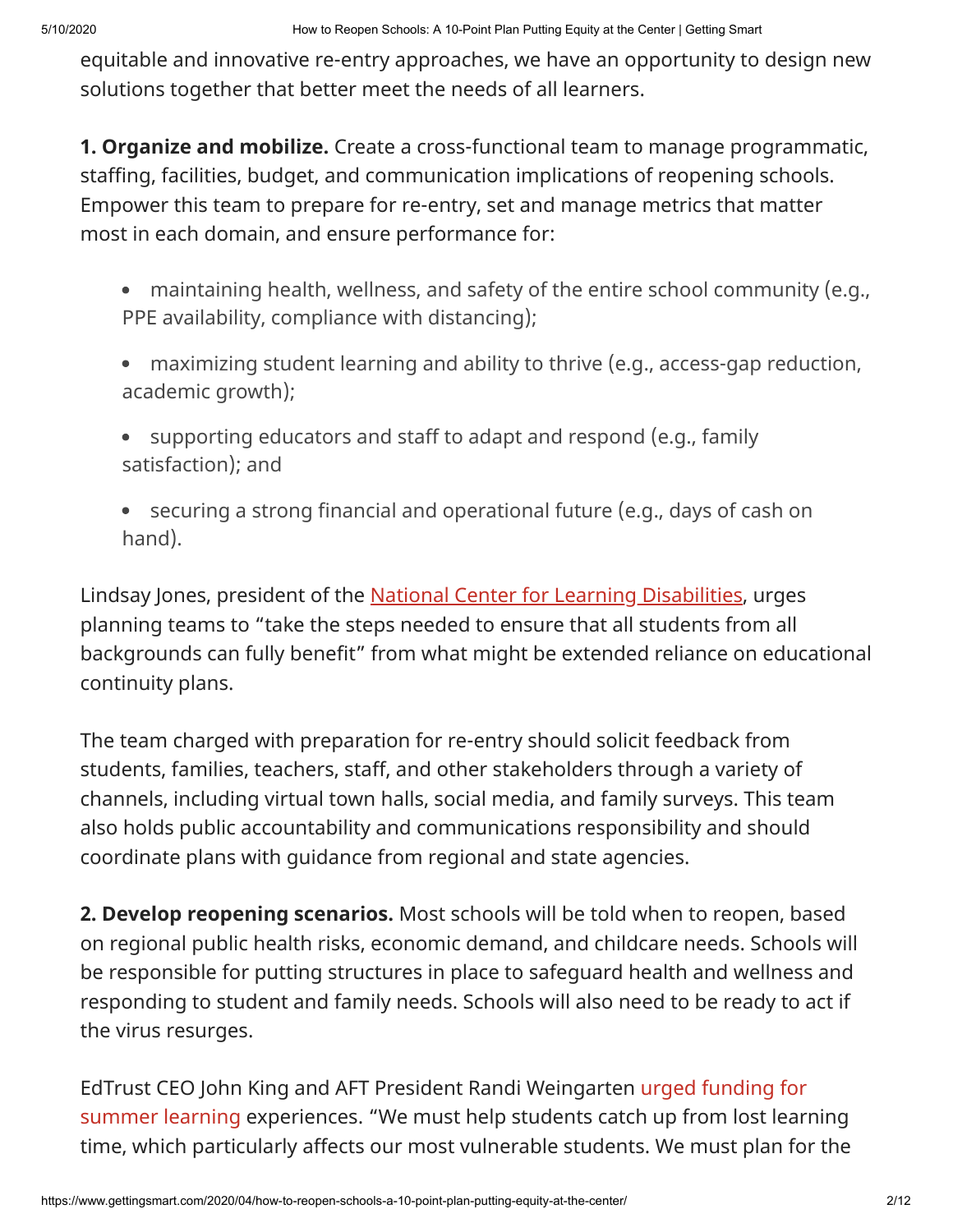equitable and innovative re-entry approaches, we have an opportunity to design new solutions together that better meet the needs of all learners.

**1. Organize and mobilize.** Create a cross-functional team to manage programmatic, staffing, facilities, budget, and communication implications of reopening schools. Empower this team to prepare for re-entry, set and manage metrics that matter most in each domain, and ensure performance for:

- maintaining health, wellness, and safety of the entire school community (e.g., PPE availability, compliance with distancing);
- maximizing student learning and ability to thrive (e.g., access-gap reduction, academic growth);
- supporting educators and staff to adapt and respond (e.g., family satisfaction); and
- securing a strong financial and operational future (e.g., days of cash on hand).

Lindsay Jones, president of the National Center for Learning Disabilities, urges planning teams to "take the steps needed to ensure that all students from all backgrounds can fully benefit" from what might be extended reliance on educational continuity plans.

The team charged with preparation for re-entry should solicit feedback from students, families, teachers, staff, and other stakeholders through a variety of channels, including virtual town halls, social media, and family surveys. This team also holds public accountability and communications responsibility and should coordinate plans with guidance from regional and state agencies.

**2. Develop reopening scenarios.** Most schools will be told when to reopen, based on regional public health risks, economic demand, and childcare needs. Schools will be responsible for putting structures in place to safeguard health and wellness and responding to student and family needs. Schools will also need to be ready to act if the virus resurges.

EdTrust CEO John King and AFT President Randi Weingarten urged funding for summer learning experiences. "We must help students catch up from lost learning time, which particularly affects our most vulnerable students. We must plan for the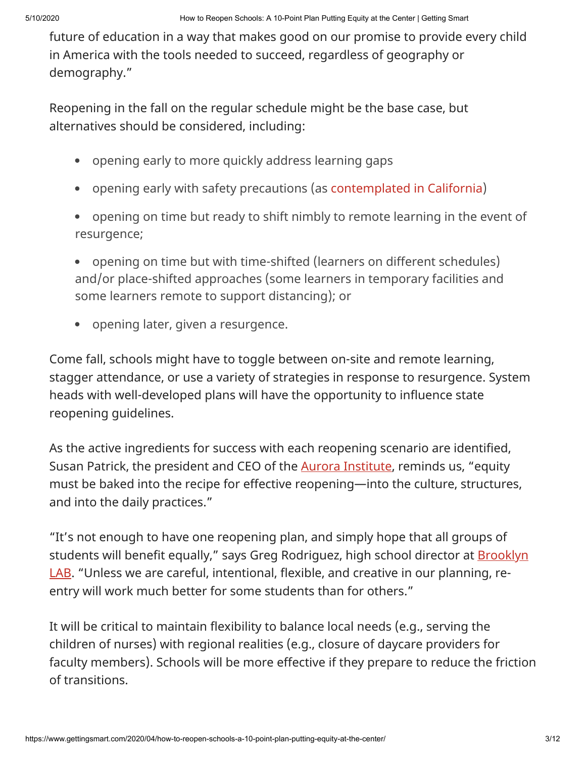future of education in a way that makes good on our promise to provide every child in America with the tools needed to succeed, regardless of geography or demography."

Reopening in the fall on the regular schedule might be the base case, but alternatives should be considered, including:

- opening early to more quickly address learning gaps
- opening early with safety precautions (as contemplated in California)
- opening on time but ready to shift nimbly to remote learning in the event of resurgence;
- opening on time but with time-shifted (learners on different schedules) and/or place-shifted approaches (some learners in temporary facilities and some learners remote to support distancing); or
- opening later, given a resurgence.

Come fall, schools might have to toggle between on-site and remote learning, stagger attendance, or use a variety of strategies in response to resurgence. System heads with well-developed plans will have the opportunity to influence state reopening guidelines.

As the active ingredients for success with each reopening scenario are identified, Susan Patrick, the president and CEO of the Aurora Institute, reminds us, "equity must be baked into the recipe for effective reopening—into the culture, structures, and into the daily practices."

"It's not enough to have one reopening plan, and simply hope that all groups of students will benefit equally," says Greg Rodriguez, high school director at Brooklyn LAB. "Unless we are careful, intentional, flexible, and creative in our planning, re-entry will work much better for some students than for others."

It will be critical to maintain flexibility to balance local needs (e.g., serving the children of nurses) with regional realities (e.g., closure of daycare providers for faculty members). Schools will be more effective if they prepare to reduce the friction of transitions.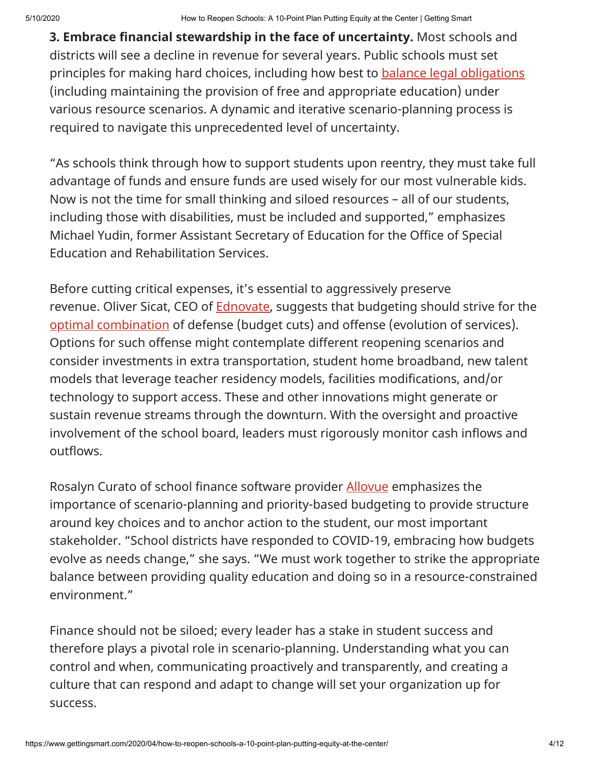**3. Embrace financial stewardship in the face of uncertainty.** Most schools and districts will see a decline in revenue for several years. Public schools must set principles for making hard choices, including how best to balance legal obligations (including maintaining the provision of free and appropriate education) under various resource scenarios. A dynamic and iterative scenario-planning process is required to navigate this unprecedented level of uncertainty.

"As schools think through how to support students upon reentry, they must take full advantage of funds and ensure funds are used wisely for our most vulnerable kids. Now is not the time for small thinking and siloed resources – all of our students, including those with disabilities, must be included and supported," emphasizes Michael Yudin, former Assistant Secretary of Education for the Office of Special Education and Rehabilitation Services.

Before cutting critical expenses, it's essential to aggressively preserve revenue. Oliver Sicat, CEO of Ednovate, suggests that budgeting should strive for the optimal combination of defense (budget cuts) and offense (evolution of services). Options for such offense might contemplate different reopening scenarios and consider investments in extra transportation, student home broadband, new talent models that leverage teacher residency models, facilities modifications, and/or technology to support access. These and other innovations might generate or sustain revenue streams through the downturn. With the oversight and proactive involvement of the school board, leaders must rigorously monitor cash inflows and outflows.

Rosalyn Curato of school finance software provider Allovue emphasizes the importance of scenario-planning and priority-based budgeting to provide structure around key choices and to anchor action to the student, our most important stakeholder. "School districts have responded to COVID-19, embracing how budgets evolve as needs change," she says. "We must work together to strike the appropriate balance between providing quality education and doing so in a resource-constrained environment."

Finance should not be siloed; every leader has a stake in student success and therefore plays a pivotal role in scenario-planning. Understanding what you can control and when, communicating proactively and transparently, and creating a culture that can respond and adapt to change will set your organization up for success.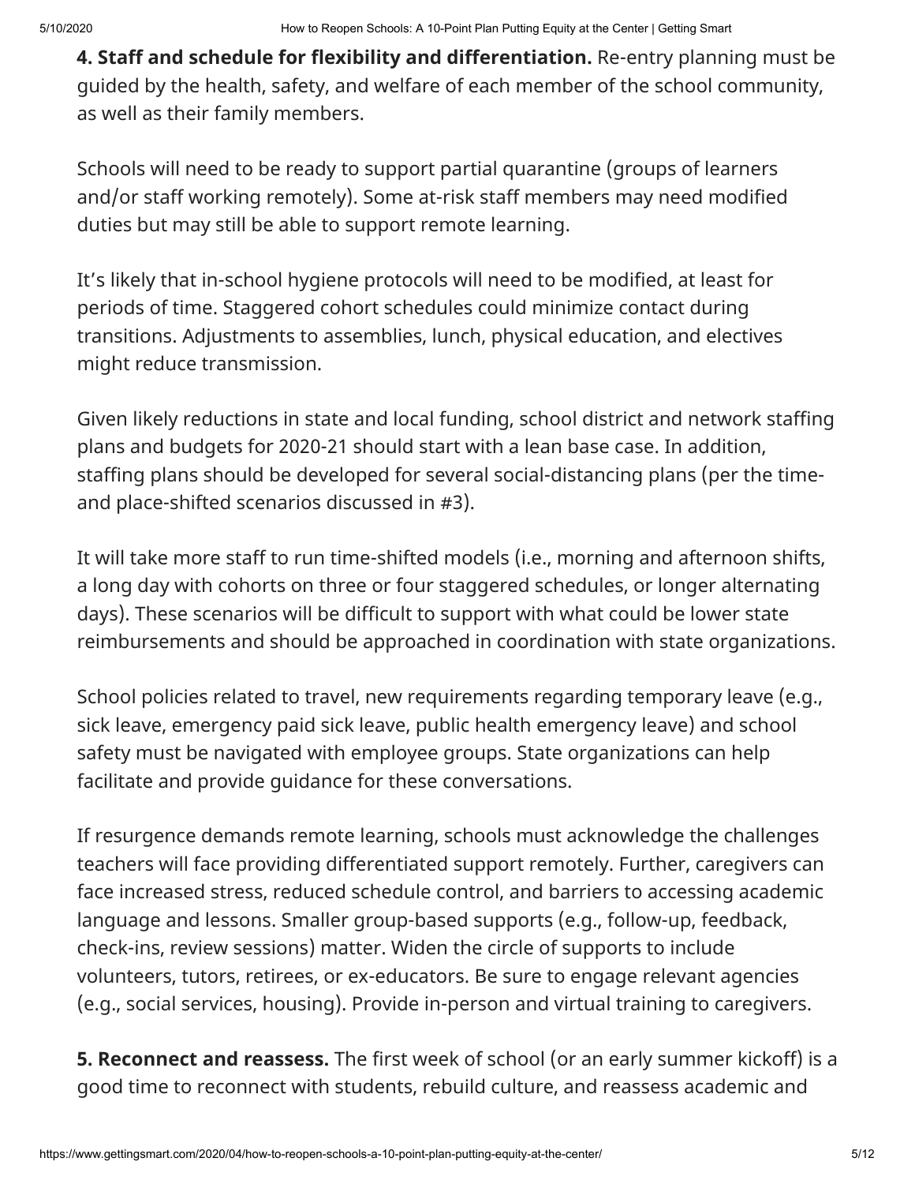**4. Staff and schedule for flexibility and differentiation.** Re-entry planning must be guided by the health, safety, and welfare of each member of the school community, as well as their family members.

Schools will need to be ready to support partial quarantine (groups of learners and/or staff working remotely). Some at-risk staff members may need modified duties but may still be able to support remote learning.

It's likely that in-school hygiene protocols will need to be modified, at least for periods of time. Staggered cohort schedules could minimize contact during transitions. Adjustments to assemblies, lunch, physical education, and electives might reduce transmission.

Given likely reductions in state and local funding, school district and network staffing plans and budgets for 2020-21 should start with a lean base case. In addition, staffing plans should be developed for several social-distancing plans (per the time- and place-shifted scenarios discussed in #3).

It will take more staff to run time-shifted models (i.e., morning and afternoon shifts, a long day with cohorts on three or four staggered schedules, or longer alternating days). These scenarios will be difficult to support with what could be lower state reimbursements and should be approached in coordination with state organizations.

School policies related to travel, new requirements regarding temporary leave (e.g., sick leave, emergency paid sick leave, public health emergency leave) and school safety must be navigated with employee groups. State organizations can help facilitate and provide guidance for these conversations.

If resurgence demands remote learning, schools must acknowledge the challenges teachers will face providing differentiated support remotely. Further, caregivers can face increased stress, reduced schedule control, and barriers to accessing academic language and lessons. Smaller group-based supports (e.g., follow-up, feedback, check-ins, review sessions) matter. Widen the circle of supports to include volunteers, tutors, retirees, or ex-educators. Be sure to engage relevant agencies (e.g., social services, housing). Provide in-person and virtual training to caregivers.

**5. Reconnect and reassess.** The first week of school (or an early summer kickoff) is a good time to reconnect with students, rebuild culture, and reassess academic and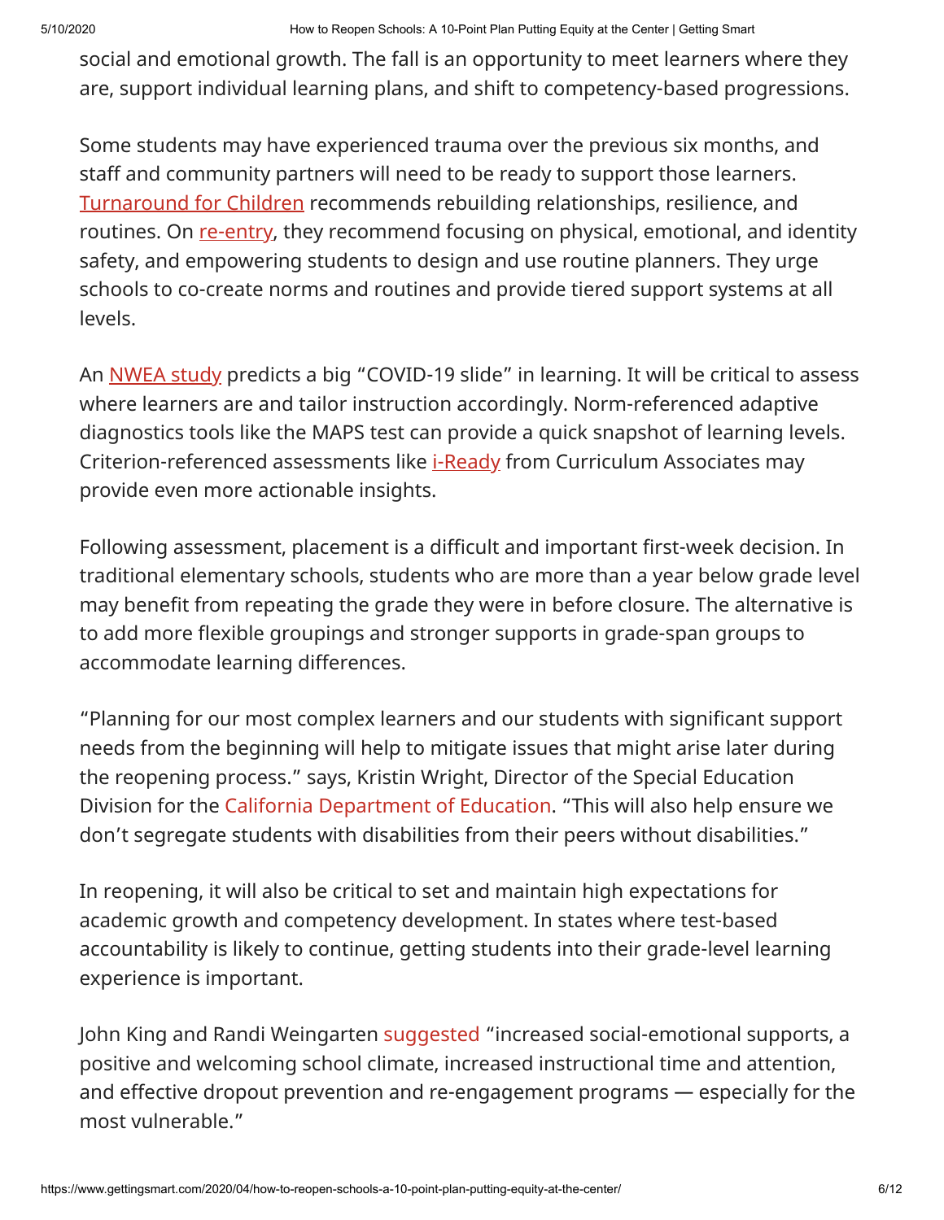social and emotional growth. The fall is an opportunity to meet learners where they are, support individual learning plans, and shift to competency-based progressions.

Some students may have experienced trauma over the previous six months, and staff and community partners will need to be ready to support those learners. Turnaround for Children recommends rebuilding relationships, resilience, and routines. On re-entry, they recommend focusing on physical, emotional, and identity safety, and empowering students to design and use routine planners. They urge schools to co-create norms and routines and provide tiered support systems at all levels.

An NWEA study predicts a big "COVID-19 slide" in learning. It will be critical to assess where learners are and tailor instruction accordingly. Norm-referenced adaptive diagnostics tools like the MAPS test can provide a quick snapshot of learning levels. Criterion-referenced assessments like i-Ready from Curriculum Associates may provide even more actionable insights.

Following assessment, placement is a difficult and important first-week decision. In traditional elementary schools, students who are more than a year below grade level may benefit from repeating the grade they were in before closure. The alternative is to add more flexible groupings and stronger supports in grade-span groups to accommodate learning differences.

"Planning for our most complex learners and our students with significant support needs from the beginning will help to mitigate issues that might arise later during the reopening process." says, Kristin Wright, Director of the Special Education Division for the California Department of Education. "This will also help ensure we don't segregate students with disabilities from their peers without disabilities."

In reopening, it will also be critical to set and maintain high expectations for academic growth and competency development. In states where test-based accountability is likely to continue, getting students into their grade-level learning experience is important.

John King and Randi Weingarten suggested "increased social-emotional supports, a positive and welcoming school climate, increased instructional time and attention, and effective dropout prevention and re-engagement programs — especially for the most vulnerable."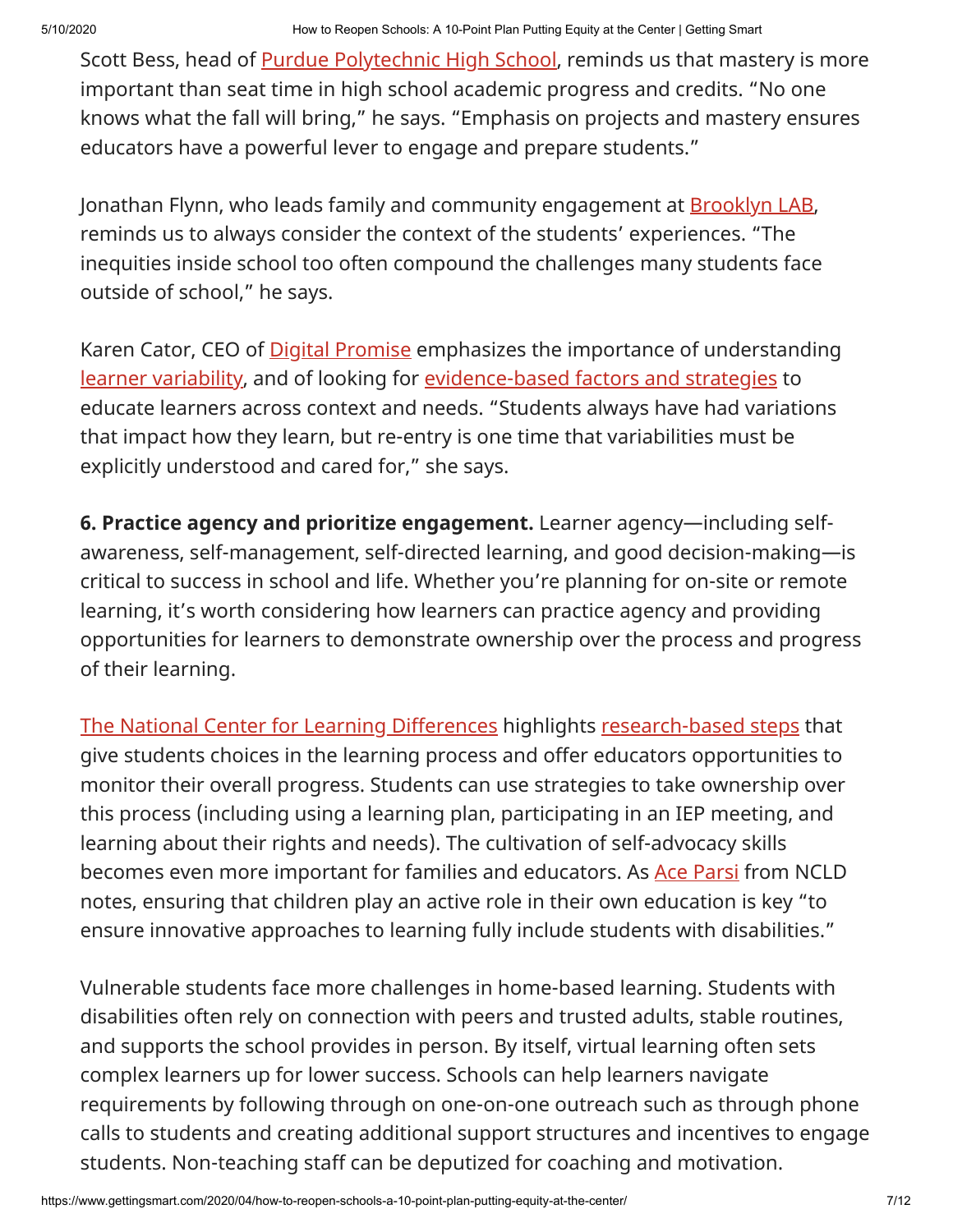Scott Bess, head of Purdue Polytechnic High School, reminds us that mastery is more important than seat time in high school academic progress and credits. “No one knows what the fall will bring,” he says. “Emphasis on projects and mastery ensures educators have a powerful lever to engage and prepare students.”

Jonathan Flynn, who leads family and community engagement at Brooklyn LAB, reminds us to always consider the context of the students’ experiences. “The inequities inside school too often compound the challenges many students face outside of school,” he says.

Karen Cator, CEO of Digital Promise emphasizes the importance of understanding learner variability, and of looking for evidence-based factors and strategies to educate learners across context and needs. “Students always have had variations that impact how they learn, but re-entry is one time that variabilities must be explicitly understood and cared for,” she says.

**6. Practice agency and prioritize engagement.** Learner agency—including self-awareness, self-management, self-directed learning, and good decision-making—is critical to success in school and life. Whether you’re planning for on-site or remote learning, it’s worth considering how learners can practice agency and providing opportunities for learners to demonstrate ownership over the process and progress of their learning.

The National Center for Learning Differences highlights research-based steps that give students choices in the learning process and offer educators opportunities to monitor their overall progress. Students can use strategies to take ownership over this process (including using a learning plan, participating in an IEP meeting, and learning about their rights and needs). The cultivation of self-advocacy skills becomes even more important for families and educators. As Ace Parsi from NCLD notes, ensuring that children play an active role in their own education is key “to ensure innovative approaches to learning fully include students with disabilities.”

Vulnerable students face more challenges in home-based learning. Students with disabilities often rely on connection with peers and trusted adults, stable routines, and supports the school provides in person. By itself, virtual learning often sets complex learners up for lower success. Schools can help learners navigate requirements by following through on one-on-one outreach such as through phone calls to students and creating additional support structures and incentives to engage students. Non-teaching staff can be deputized for coaching and motivation.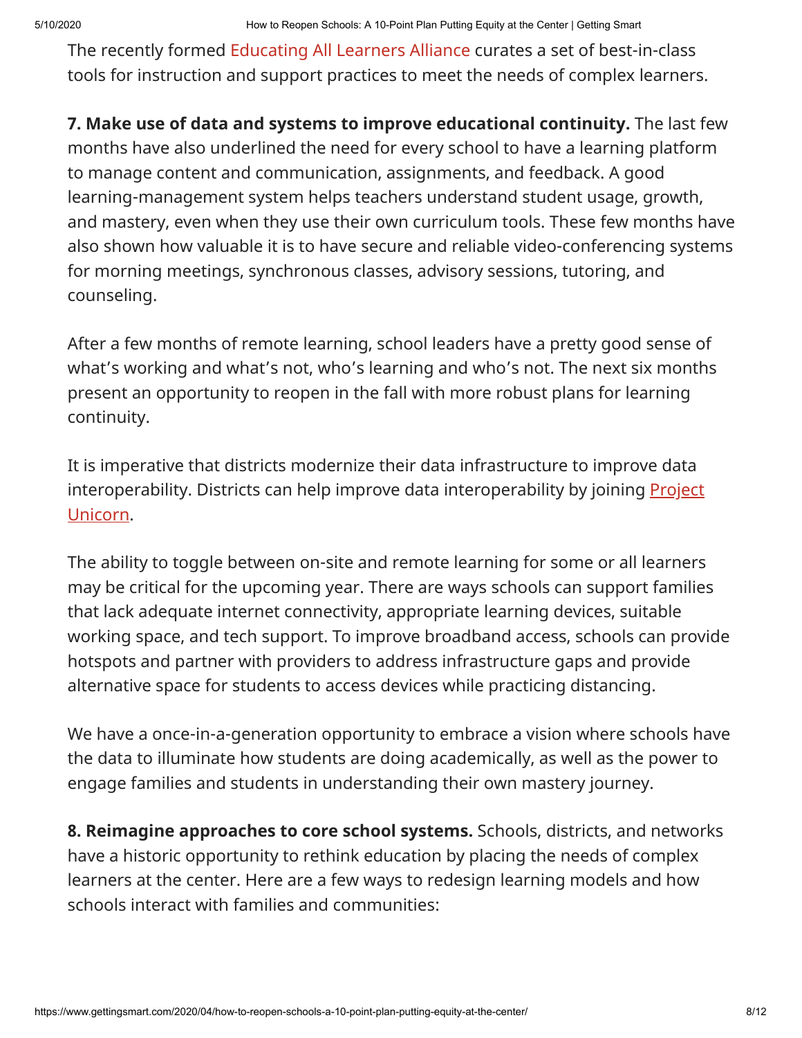The recently formed Educating All Learners Alliance curates a set of best-in-class tools for instruction and support practices to meet the needs of complex learners.

**7. Make use of data and systems to improve educational continuity.** The last few months have also underlined the need for every school to have a learning platform to manage content and communication, assignments, and feedback. A good learning-management system helps teachers understand student usage, growth, and mastery, even when they use their own curriculum tools. These few months have also shown how valuable it is to have secure and reliable video-conferencing systems for morning meetings, synchronous classes, advisory sessions, tutoring, and counseling.

After a few months of remote learning, school leaders have a pretty good sense of what's working and what's not, who's learning and who's not. The next six months present an opportunity to reopen in the fall with more robust plans for learning continuity.

It is imperative that districts modernize their data infrastructure to improve data interoperability. Districts can help improve data interoperability by joining Project Unicorn.

The ability to toggle between on-site and remote learning for some or all learners may be critical for the upcoming year. There are ways schools can support families that lack adequate internet connectivity, appropriate learning devices, suitable working space, and tech support. To improve broadband access, schools can provide hotspots and partner with providers to address infrastructure gaps and provide alternative space for students to access devices while practicing distancing.

We have a once-in-a-generation opportunity to embrace a vision where schools have the data to illuminate how students are doing academically, as well as the power to engage families and students in understanding their own mastery journey.

**8. Reimagine approaches to core school systems.** Schools, districts, and networks have a historic opportunity to rethink education by placing the needs of complex learners at the center. Here are a few ways to redesign learning models and how schools interact with families and communities: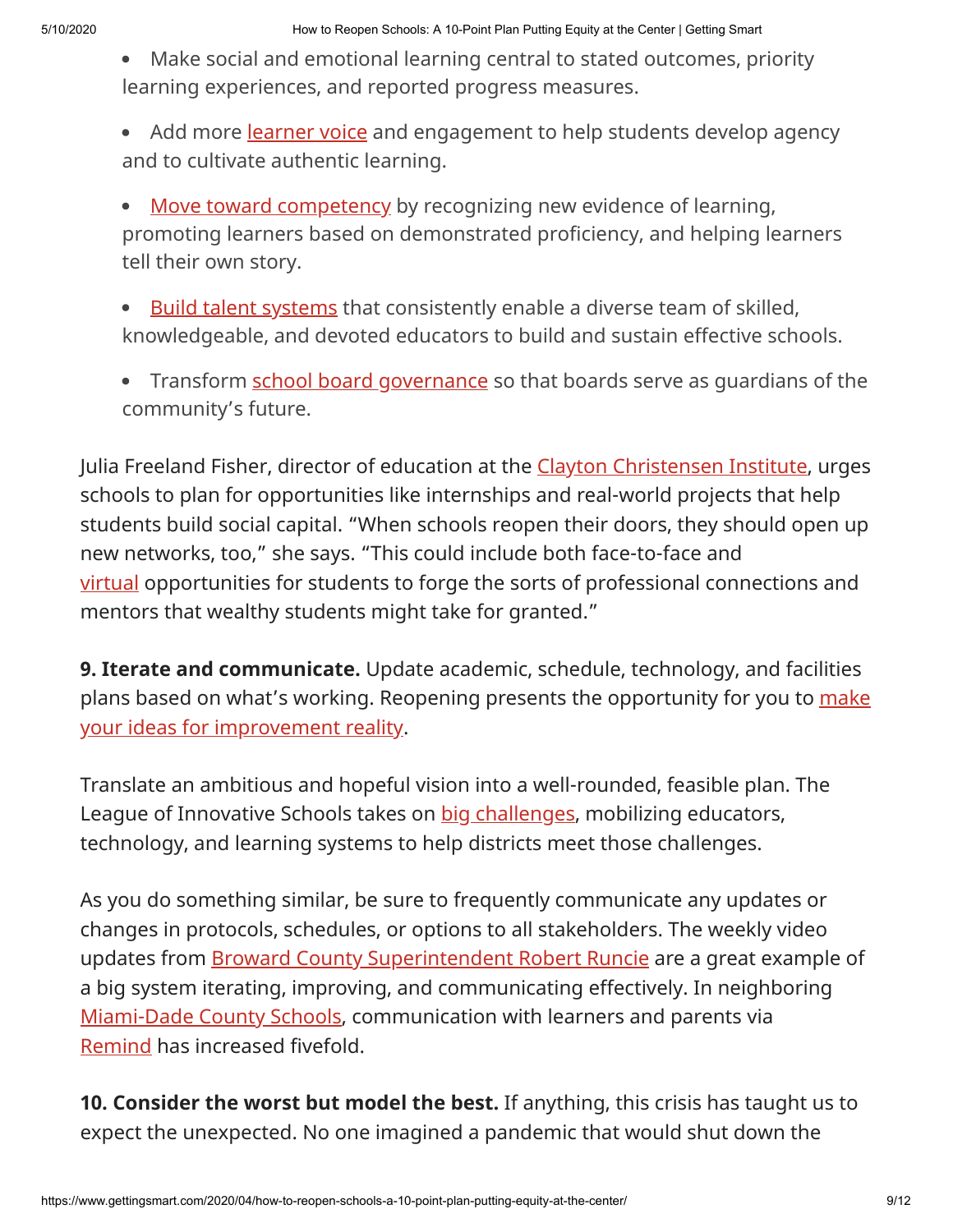- Make social and emotional learning central to stated outcomes, priority learning experiences, and reported progress measures.
- Add more learner voice and engagement to help students develop agency and to cultivate authentic learning.
- Move toward competency by recognizing new evidence of learning, promoting learners based on demonstrated proficiency, and helping learners tell their own story.
- Build talent systems that consistently enable a diverse team of skilled, knowledgeable, and devoted educators to build and sustain effective schools.
- Transform school board governance so that boards serve as guardians of the community's future.

Julia Freeland Fisher, director of education at the Clayton Christensen Institute, urges schools to plan for opportunities like internships and real-world projects that help students build social capital. "When schools reopen their doors, they should open up new networks, too," she says. "This could include both face-to-face and virtual opportunities for students to forge the sorts of professional connections and mentors that wealthy students might take for granted."

**9. Iterate and communicate.** Update academic, schedule, technology, and facilities plans based on what's working. Reopening presents the opportunity for you to make your ideas for improvement reality.

Translate an ambitious and hopeful vision into a well-rounded, feasible plan. The League of Innovative Schools takes on big challenges, mobilizing educators, technology, and learning systems to help districts meet those challenges.

As you do something similar, be sure to frequently communicate any updates or changes in protocols, schedules, or options to all stakeholders. The weekly video updates from Broward County Superintendent Robert Runcie are a great example of a big system iterating, improving, and communicating effectively. In neighboring Miami-Dade County Schools, communication with learners and parents via Remind has increased fivefold.

**10. Consider the worst but model the best.** If anything, this crisis has taught us to expect the unexpected. No one imagined a pandemic that would shut down the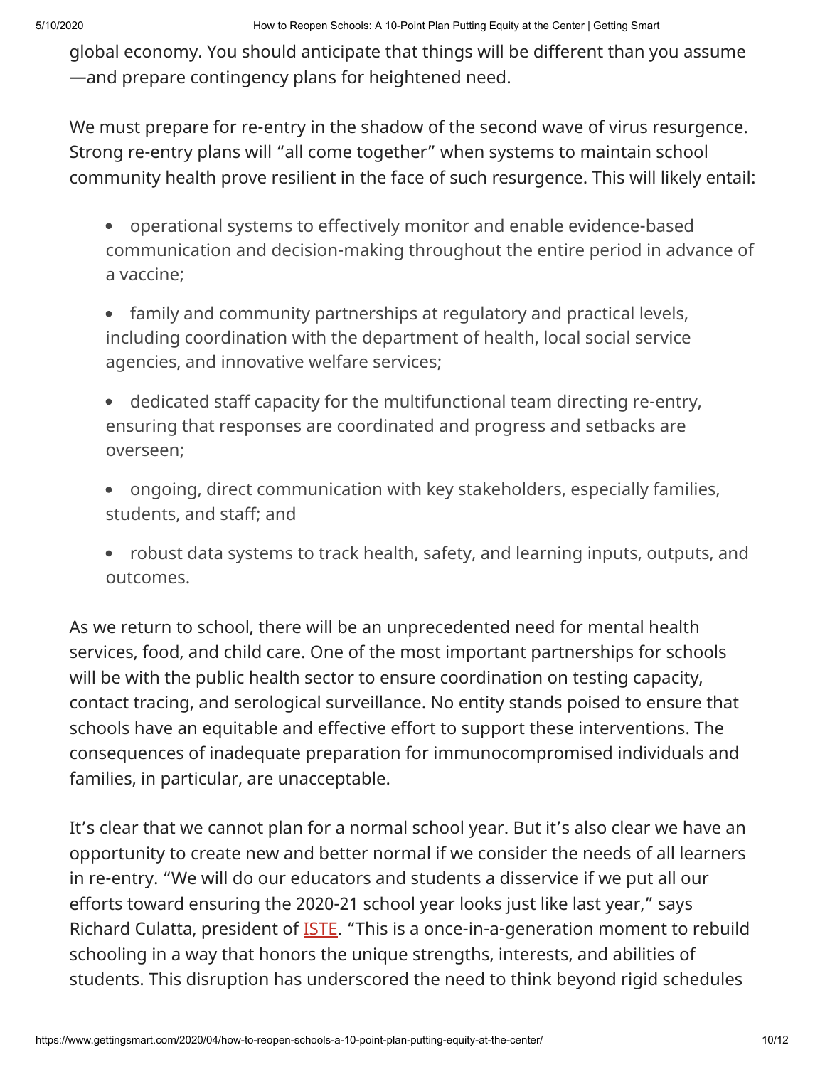global economy. You should anticipate that things will be different than you assume—and prepare contingency plans for heightened need.

We must prepare for re-entry in the shadow of the second wave of virus resurgence. Strong re-entry plans will "all come together" when systems to maintain school community health prove resilient in the face of such resurgence. This will likely entail:

- operational systems to effectively monitor and enable evidence-based communication and decision-making throughout the entire period in advance of a vaccine;
- family and community partnerships at regulatory and practical levels, including coordination with the department of health, local social service agencies, and innovative welfare services;
- dedicated staff capacity for the multifunctional team directing re-entry, ensuring that responses are coordinated and progress and setbacks are overseen;
- ongoing, direct communication with key stakeholders, especially families, students, and staff; and
- robust data systems to track health, safety, and learning inputs, outputs, and outcomes.

As we return to school, there will be an unprecedented need for mental health services, food, and child care. One of the most important partnerships for schools will be with the public health sector to ensure coordination on testing capacity, contact tracing, and serological surveillance. No entity stands poised to ensure that schools have an equitable and effective effort to support these interventions. The consequences of inadequate preparation for immunocompromised individuals and families, in particular, are unacceptable.

It's clear that we cannot plan for a normal school year. But it's also clear we have an opportunity to create new and better normal if we consider the needs of all learners in re-entry. "We will do our educators and students a disservice if we put all our efforts toward ensuring the 2020-21 school year looks just like last year," says Richard Culatta, president of ISTE. "This is a once-in-a-generation moment to rebuild schooling in a way that honors the unique strengths, interests, and abilities of students. This disruption has underscored the need to think beyond rigid schedules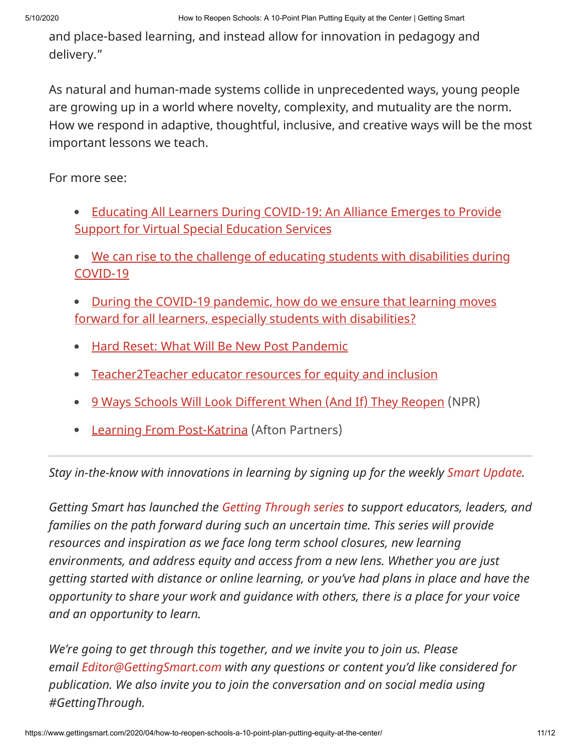and place-based learning, and instead allow for innovation in pedagogy and delivery."

As natural and human-made systems collide in unprecedented ways, young people are growing up in a world where novelty, complexity, and mutuality are the norm. How we respond in adaptive, thoughtful, inclusive, and creative ways will be the most important lessons we teach.

For more see:

- Educating All Learners During COVID-19: An Alliance Emerges to Provide Support for Virtual Special Education Services
- We can rise to the challenge of educating students with disabilities during COVID-19
- During the COVID-19 pandemic, how do we ensure that learning moves forward for all learners, especially students with disabilities?
- Hard Reset: What Will Be New Post Pandemic
- Teacher2Teacher educator resources for equity and inclusion
- 9 Ways Schools Will Look Different When (And If) They Reopen (NPR)
- Learning From Post-Katrina (Afton Partners)

---

*Stay in-the-know with innovations in learning by signing up for the weekly Smart Update.*

*Getting Smart has launched the Getting Through series to support educators, leaders, and families on the path forward during such an uncertain time. This series will provide resources and inspiration as we face long term school closures, new learning environments, and address equity and access from a new lens. Whether you are just getting started with distance or online learning, or you've had plans in place and have the opportunity to share your work and guidance with others, there is a place for your voice and an opportunity to learn.*

*We're going to get through this together, and we invite you to join us. Please email Editor@GettingSmart.com with any questions or content you'd like considered for publication. We also invite you to join the conversation and on social media using #GettingThrough.*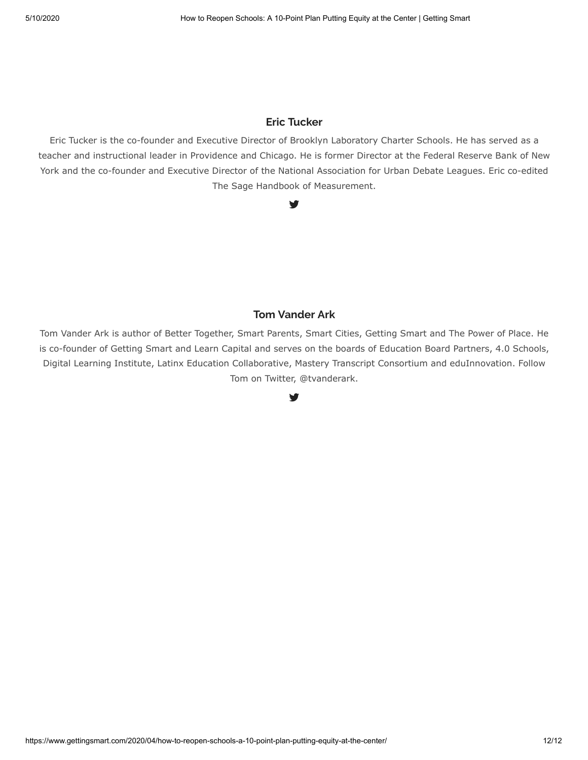### Eric Tucker

Eric Tucker is the co-founder and Executive Director of Brooklyn Laboratory Charter Schools. He has served as a teacher and instructional leader in Providence and Chicago. He is former Director at the Federal Reserve Bank of New York and the co-founder and Executive Director of the National Association for Urban Debate Leagues. Eric co-edited The Sage Handbook of Measurement.

### Tom Vander Ark

Tom Vander Ark is author of Better Together, Smart Parents, Smart Cities, Getting Smart and The Power of Place. He is co-founder of Getting Smart and Learn Capital and serves on the boards of Education Board Partners, 4.0 Schools, Digital Learning Institute, Latinx Education Collaborative, Mastery Transcript Consortium and eduInnovation. Follow Tom on Twitter, @tvanderark.